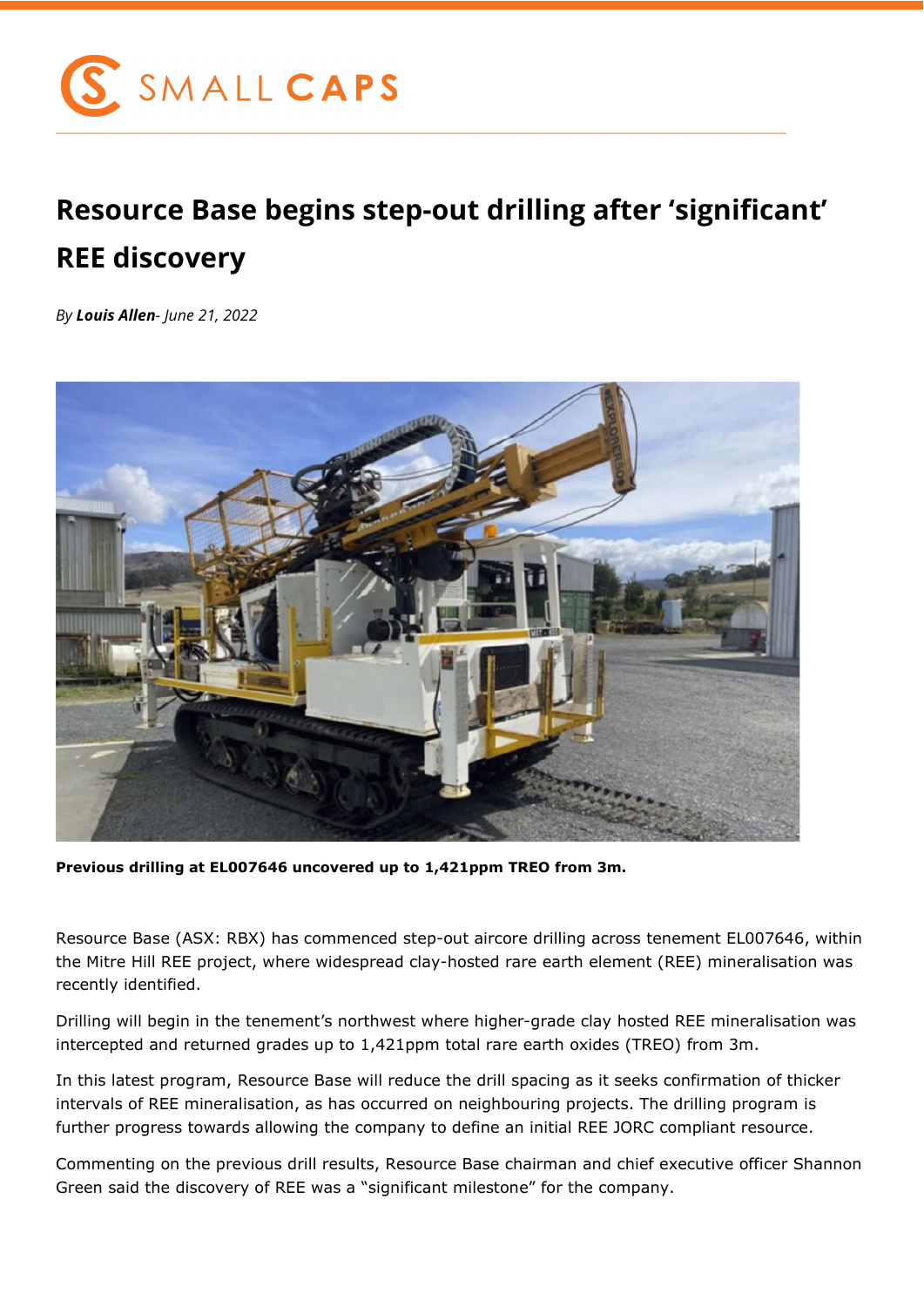SMALL CAPS

# Resource Base begins step-out drilling after 'significant' REE discovery

*By **Louis Allen**- June 21, 2022*

**Previous drilling at EL007646 uncovered up to 1,421ppm TREO from 3m.**

Resource Base (ASX: RBX) has commenced step-out aircore drilling across tenement EL007646, within the Mitre Hill REE project, where widespread clay-hosted rare earth element (REE) mineralisation was recently identified.

Drilling will begin in the tenement's northwest where higher-grade clay hosted REE mineralisation was intercepted and returned grades up to 1,421ppm total rare earth oxides (TREO) from 3m.

In this latest program, Resource Base will reduce the drill spacing as it seeks confirmation of thicker intervals of REE mineralisation, as has occurred on neighbouring projects. The drilling program is further progress towards allowing the company to define an initial REE JORC compliant resource.

Commenting on the previous drill results, Resource Base chairman and chief executive officer Shannon Green said the discovery of REE was a "significant milestone" for the company.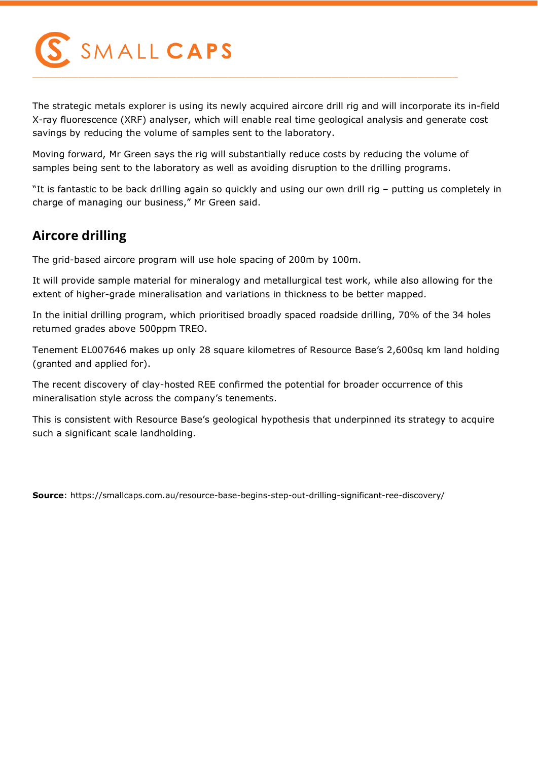The strategic metals explorer is using its newly acquired aircore drill rig and will incorporate its in-field X-ray fluorescence (XRF) analyser, which will enable real time geological analysis and generate cost savings by reducing the volume of samples sent to the laboratory.

Moving forward, Mr Green says the rig will substantially reduce costs by reducing the volume of samples being sent to the laboratory as well as avoiding disruption to the drilling programs.

"It is fantastic to be back drilling again so quickly and using our own drill rig – putting us completely in charge of managing our business," Mr Green said.

## Aircore drilling

The grid-based aircore program will use hole spacing of 200m by 100m.

It will provide sample material for mineralogy and metallurgical test work, while also allowing for the extent of higher-grade mineralisation and variations in thickness to be better mapped.

In the initial drilling program, which prioritised broadly spaced roadside drilling, 70% of the 34 holes returned grades above 500ppm TREO.

Tenement EL007646 makes up only 28 square kilometres of Resource Base's 2,600sq km land holding (granted and applied for).

The recent discovery of clay-hosted REE confirmed the potential for broader occurrence of this mineralisation style across the company's tenements.

This is consistent with Resource Base's geological hypothesis that underpinned its strategy to acquire such a significant scale landholding.

**Source**: https://smallcaps.com.au/resource-base-begins-step-out-drilling-significant-ree-discovery/